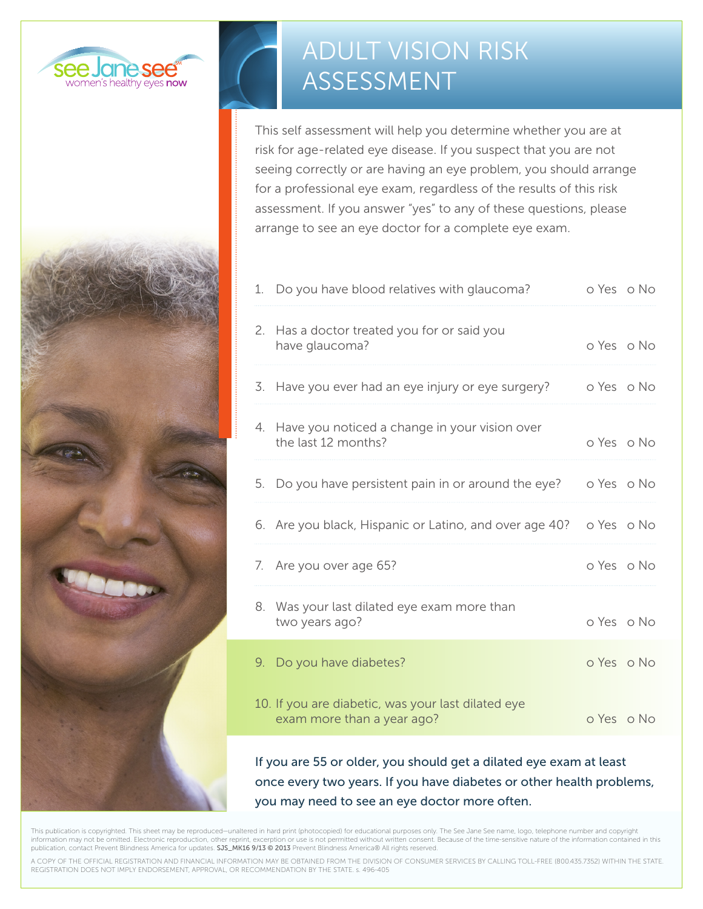see Jane see℠
women's healthy eyes now

# ADULT VISION RISK ASSESSMENT

This self assessment will help you determine whether you are at risk for age-related eye disease. If you suspect that you are not seeing correctly or are having an eye problem, you should arrange for a professional eye exam, regardless of the results of this risk assessment. If you answer "yes" to any of these questions, please arrange to see an eye doctor for a complete eye exam.

| Question | Yes | No |
| --- | --- | --- |
| 1. Do you have blood relatives with glaucoma? | o Yes | o No |
| 2. Has a doctor treated you for or said you have glaucoma? | o Yes | o No |
| 3. Have you ever had an eye injury or eye surgery? | o Yes | o No |
| 4. Have you noticed a change in your vision over the last 12 months? | o Yes | o No |
| 5. Do you have persistent pain in or around the eye? | o Yes | o No |
| 6. Are you black, Hispanic or Latino, and over age 40? | o Yes | o No |
| 7. Are you over age 65? | o Yes | o No |
| 8. Was your last dilated eye exam more than two years ago? | o Yes | o No |
| 9. Do you have diabetes? | o Yes | o No |
| 10. If you are diabetic, was your last dilated eye exam more than a year ago? | o Yes | o No |

If you are 55 or older, you should get a dilated eye exam at least once every two years. If you have diabetes or other health problems, you may need to see an eye doctor more often.

This publication is copyrighted. This sheet may be reproduced—unaltered in hard print (photocopied) for educational purposes only. The See Jane See name, logo, telephone number and copyright information may not be omitted. Electronic reproduction, other reprint, excerption or use is not permitted without written consent. Because of the time-sensitive nature of the information contained in this publication, contact Prevent Blindness America for updates. SJS_MK16 9/13 © 2013 Prevent Blindness America® All rights reserved.

A COPY OF THE OFFICIAL REGISTRATION AND FINANCIAL INFORMATION MAY BE OBTAINED FROM THE DIVISION OF CONSUMER SERVICES BY CALLING TOLL-FREE (800.435.7352) WITHIN THE STATE. REGISTRATION DOES NOT IMPLY ENDORSEMENT, APPROVAL, OR RECOMMENDATION BY THE STATE. s. 496-405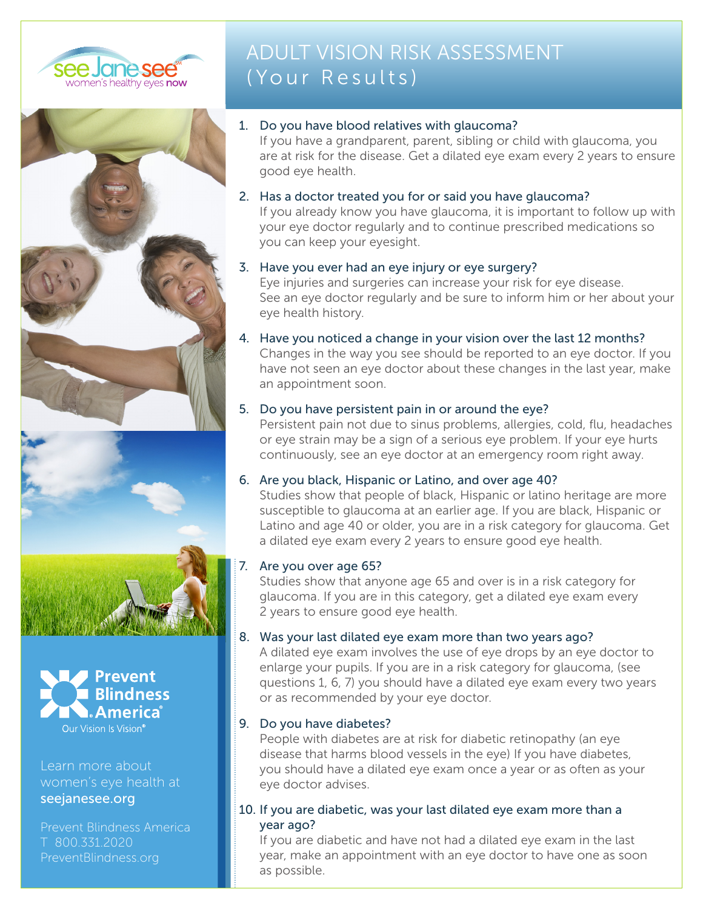see Jane see℠
women's healthy eyes now

# ADULT VISION RISK ASSESSMENT (Your Results)

1. Do you have blood relatives with glaucoma?
   If you have a grandparent, parent, sibling or child with glaucoma, you are at risk for the disease. Get a dilated eye exam every 2 years to ensure good eye health.

2. Has a doctor treated you for or said you have glaucoma?
   If you already know you have glaucoma, it is important to follow up with your eye doctor regularly and to continue prescribed medications so you can keep your eyesight.

3. Have you ever had an eye injury or eye surgery?
   Eye injuries and surgeries can increase your risk for eye disease. See an eye doctor regularly and be sure to inform him or her about your eye health history.

4. Have you noticed a change in your vision over the last 12 months?
   Changes in the way you see should be reported to an eye doctor. If you have not seen an eye doctor about these changes in the last year, make an appointment soon.

5. Do you have persistent pain in or around the eye?
   Persistent pain not due to sinus problems, allergies, cold, flu, headaches or eye strain may be a sign of a serious eye problem. If your eye hurts continuously, see an eye doctor at an emergency room right away.

6. Are you black, Hispanic or Latino, and over age 40?
   Studies show that people of black, Hispanic or latino heritage are more susceptible to glaucoma at an earlier age. If you are black, Hispanic or Latino and age 40 or older, you are in a risk category for glaucoma. Get a dilated eye exam every 2 years to ensure good eye health.

7. Are you over age 65?
   Studies show that anyone age 65 and over is in a risk category for glaucoma. If you are in this category, get a dilated eye exam every 2 years to ensure good eye health.

8. Was your last dilated eye exam more than two years ago?
   A dilated eye exam involves the use of eye drops by an eye doctor to enlarge your pupils. If you are in a risk category for glaucoma, (see questions 1, 6, 7) you should have a dilated eye exam every two years or as recommended by your eye doctor.

9. Do you have diabetes?
   People with diabetes are at risk for diabetic retinopathy (an eye disease that harms blood vessels in the eye) If you have diabetes, you should have a dilated eye exam once a year or as often as your eye doctor advises.

10. If you are diabetic, was your last dilated eye exam more than a year ago?
    If you are diabetic and have not had a dilated eye exam in the last year, make an appointment with an eye doctor to have one as soon as possible.

Prevent Blindness America®
Our Vision Is Vision®

Learn more about women's eye health at **seejanesee.org**

Prevent Blindness America
T 800.331.2020
PreventBlindness.org